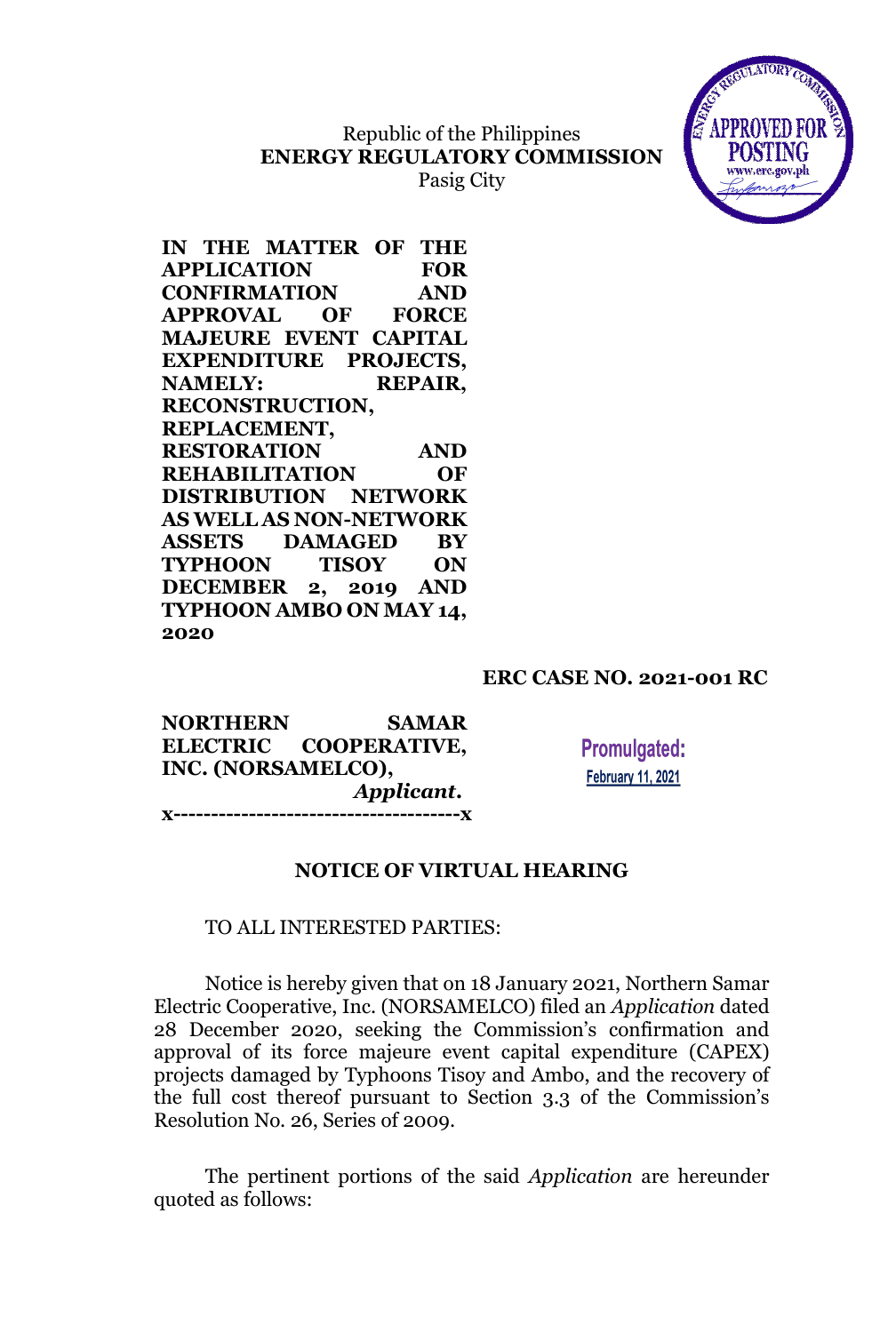Republic of the Philippines
**ENERGY REGULATORY COMMISSION**
Pasig City

APPROVED FOR POSTING
www.erc.gov.ph

**IN THE MATTER OF THE APPLICATION FOR CONFIRMATION AND APPROVAL OF FORCE MAJEURE EVENT CAPITAL EXPENDITURE PROJECTS, NAMELY: REPAIR, RECONSTRUCTION, REPLACEMENT, RESTORATION AND REHABILITATION OF DISTRIBUTION NETWORK AS WELL AS NON-NETWORK ASSETS DAMAGED BY TYPHOON TISOY ON DECEMBER 2, 2019 AND TYPHOON AMBO ON MAY 14, 2020**

**ERC CASE NO. 2021-001 RC**

**NORTHERN SAMAR ELECTRIC COOPERATIVE, INC. (NORSAMELCO),**
***Applicant.***
**x--------------------------------------x**

**Promulgated:**
February 11, 2021

## NOTICE OF VIRTUAL HEARING

TO ALL INTERESTED PARTIES:

Notice is hereby given that on 18 January 2021, Northern Samar Electric Cooperative, Inc. (NORSAMELCO) filed an *Application* dated 28 December 2020, seeking the Commission's confirmation and approval of its force majeure event capital expenditure (CAPEX) projects damaged by Typhoons Tisoy and Ambo, and the recovery of the full cost thereof pursuant to Section 3.3 of the Commission's Resolution No. 26, Series of 2009.

The pertinent portions of the said *Application* are hereunder quoted as follows: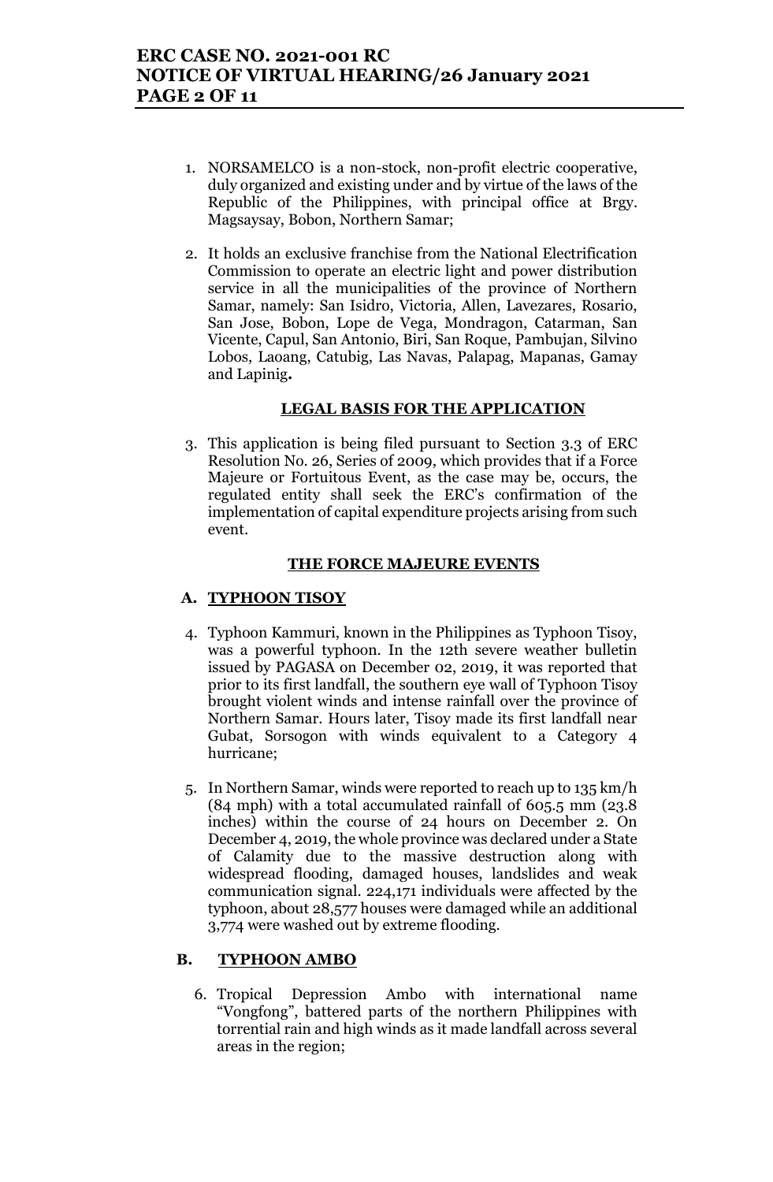1. NORSAMELCO is a non-stock, non-profit electric cooperative, duly organized and existing under and by virtue of the laws of the Republic of the Philippines, with principal office at Brgy. Magsaysay, Bobon, Northern Samar;

2. It holds an exclusive franchise from the National Electrification Commission to operate an electric light and power distribution service in all the municipalities of the province of Northern Samar, namely: San Isidro, Victoria, Allen, Lavezares, Rosario, San Jose, Bobon, Lope de Vega, Mondragon, Catarman, San Vicente, Capul, San Antonio, Biri, San Roque, Pambujan, Silvino Lobos, Laoang, Catubig, Las Navas, Palapag, Mapanas, Gamay and Lapinig**.**

**LEGAL BASIS FOR THE APPLICATION**

3. This application is being filed pursuant to Section 3.3 of ERC Resolution No. 26, Series of 2009, which provides that if a Force Majeure or Fortuitous Event, as the case may be, occurs, the regulated entity shall seek the ERC's confirmation of the implementation of capital expenditure projects arising from such event.

**THE FORCE MAJEURE EVENTS**

**A. TYPHOON TISOY**

4. Typhoon Kammuri, known in the Philippines as Typhoon Tisoy, was a powerful typhoon. In the 12th severe weather bulletin issued by PAGASA on December 02, 2019, it was reported that prior to its first landfall, the southern eye wall of Typhoon Tisoy brought violent winds and intense rainfall over the province of Northern Samar. Hours later, Tisoy made its first landfall near Gubat, Sorsogon with winds equivalent to a Category 4 hurricane;

5. In Northern Samar, winds were reported to reach up to 135 km/h (84 mph) with a total accumulated rainfall of 605.5 mm (23.8 inches) within the course of 24 hours on December 2. On December 4, 2019, the whole province was declared under a State of Calamity due to the massive destruction along with widespread flooding, damaged houses, landslides and weak communication signal. 224,171 individuals were affected by the typhoon, about 28,577 houses were damaged while an additional 3,774 were washed out by extreme flooding.

**B. TYPHOON AMBO**

6. Tropical Depression Ambo with international name "Vongfong", battered parts of the northern Philippines with torrential rain and high winds as it made landfall across several areas in the region;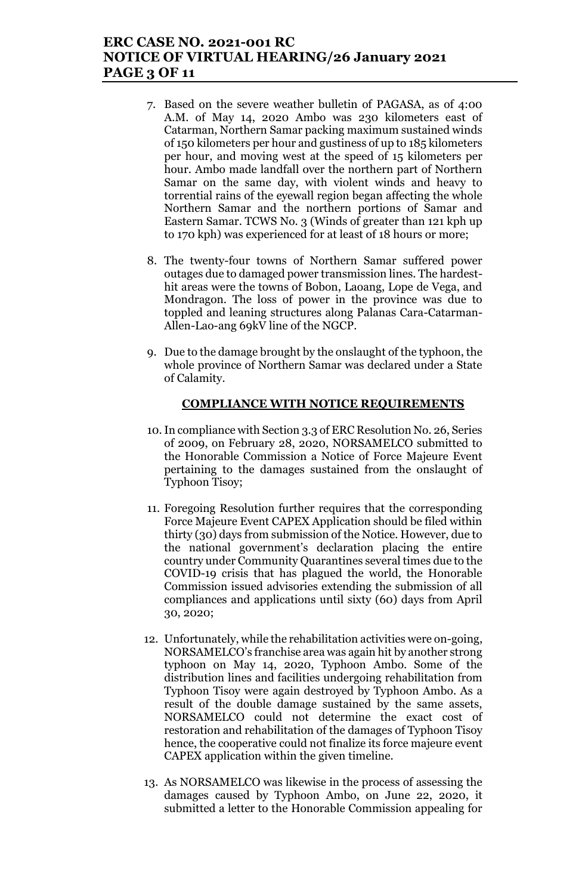7. Based on the severe weather bulletin of PAGASA, as of 4:00 A.M. of May 14, 2020 Ambo was 230 kilometers east of Catarman, Northern Samar packing maximum sustained winds of 150 kilometers per hour and gustiness of up to 185 kilometers per hour, and moving west at the speed of 15 kilometers per hour. Ambo made landfall over the northern part of Northern Samar on the same day, with violent winds and heavy to torrential rains of the eyewall region began affecting the whole Northern Samar and the northern portions of Samar and Eastern Samar. TCWS No. 3 (Winds of greater than 121 kph up to 170 kph) was experienced for at least of 18 hours or more;

8. The twenty-four towns of Northern Samar suffered power outages due to damaged power transmission lines. The hardest-hit areas were the towns of Bobon, Laoang, Lope de Vega, and Mondragon. The loss of power in the province was due to toppled and leaning structures along Palanas Cara-Catarman-Allen-Lao-ang 69kV line of the NGCP.

9. Due to the damage brought by the onslaught of the typhoon, the whole province of Northern Samar was declared under a State of Calamity.

**COMPLIANCE WITH NOTICE REQUIREMENTS**

10. In compliance with Section 3.3 of ERC Resolution No. 26, Series of 2009, on February 28, 2020, NORSAMELCO submitted to the Honorable Commission a Notice of Force Majeure Event pertaining to the damages sustained from the onslaught of Typhoon Tisoy;

11. Foregoing Resolution further requires that the corresponding Force Majeure Event CAPEX Application should be filed within thirty (30) days from submission of the Notice. However, due to the national government's declaration placing the entire country under Community Quarantines several times due to the COVID-19 crisis that has plagued the world, the Honorable Commission issued advisories extending the submission of all compliances and applications until sixty (60) days from April 30, 2020;

12. Unfortunately, while the rehabilitation activities were on-going, NORSAMELCO's franchise area was again hit by another strong typhoon on May 14, 2020, Typhoon Ambo. Some of the distribution lines and facilities undergoing rehabilitation from Typhoon Tisoy were again destroyed by Typhoon Ambo. As a result of the double damage sustained by the same assets, NORSAMELCO could not determine the exact cost of restoration and rehabilitation of the damages of Typhoon Tisoy hence, the cooperative could not finalize its force majeure event CAPEX application within the given timeline.

13. As NORSAMELCO was likewise in the process of assessing the damages caused by Typhoon Ambo, on June 22, 2020, it submitted a letter to the Honorable Commission appealing for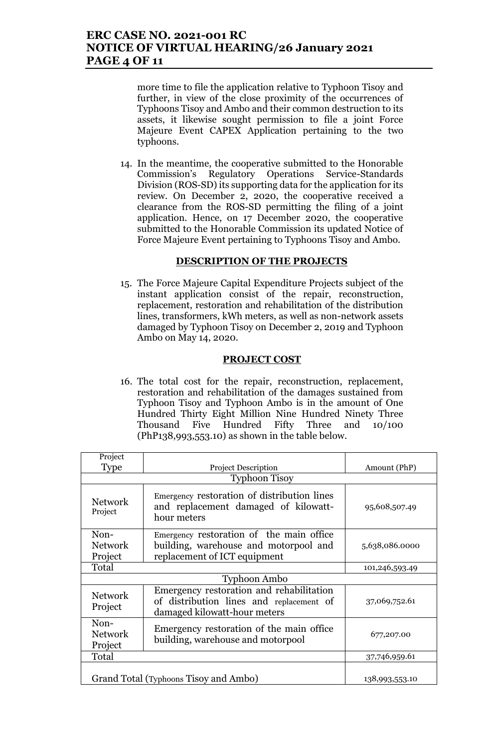more time to file the application relative to Typhoon Tisoy and further, in view of the close proximity of the occurrences of Typhoons Tisoy and Ambo and their common destruction to its assets, it likewise sought permission to file a joint Force Majeure Event CAPEX Application pertaining to the two typhoons.

14. In the meantime, the cooperative submitted to the Honorable Commission's Regulatory Operations Service-Standards Division (ROS-SD) its supporting data for the application for its review. On December 2, 2020, the cooperative received a clearance from the ROS-SD permitting the filing of a joint application. Hence, on 17 December 2020, the cooperative submitted to the Honorable Commission its updated Notice of Force Majeure Event pertaining to Typhoons Tisoy and Ambo.

## DESCRIPTION OF THE PROJECTS

15. The Force Majeure Capital Expenditure Projects subject of the instant application consist of the repair, reconstruction, replacement, restoration and rehabilitation of the distribution lines, transformers, kWh meters, as well as non-network assets damaged by Typhoon Tisoy on December 2, 2019 and Typhoon Ambo on May 14, 2020.

## PROJECT COST

16. The total cost for the repair, reconstruction, replacement, restoration and rehabilitation of the damages sustained from Typhoon Tisoy and Typhoon Ambo is in the amount of One Hundred Thirty Eight Million Nine Hundred Ninety Three Thousand Five Hundred Fifty Three and 10/100 (PhP138,993,553.10) as shown in the table below.

| Project Type | Project Description | Amount (PhP) |
|---|---|---|
| Typhoon Tisoy | | |
| Network Project | Emergency restoration of distribution lines and replacement damaged of kilowatt-hour meters | 95,608,507.49 |
| Non-Network Project | Emergency restoration of the main office building, warehouse and motorpool and replacement of ICT equipment | 5,638,086.0000 |
| Total | | 101,246,593.49 |
| Typhoon Ambo | | |
| Network Project | Emergency restoration and rehabilitation of distribution lines and replacement of damaged kilowatt-hour meters | 37,069,752.61 |
| Non-Network Project | Emergency restoration of the main office building, warehouse and motorpool | 677,207.00 |
| Total | | 37,746,959.61 |
| Grand Total (Typhoons Tisoy and Ambo) | | 138,993,553.10 |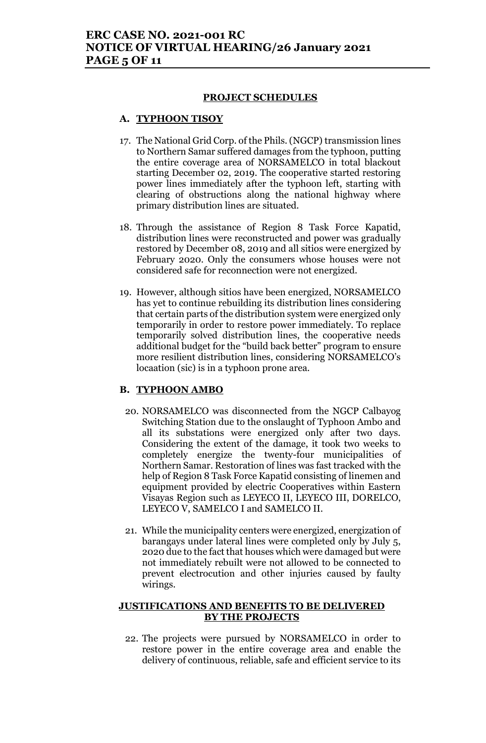## PROJECT SCHEDULES

### A. TYPHOON TISOY

17. The National Grid Corp. of the Phils. (NGCP) transmission lines to Northern Samar suffered damages from the typhoon, putting the entire coverage area of NORSAMELCO in total blackout starting December 02, 2019. The cooperative started restoring power lines immediately after the typhoon left, starting with clearing of obstructions along the national highway where primary distribution lines are situated.

18. Through the assistance of Region 8 Task Force Kapatid, distribution lines were reconstructed and power was gradually restored by December 08, 2019 and all sitios were energized by February 2020. Only the consumers whose houses were not considered safe for reconnection were not energized.

19. However, although sitios have been energized, NORSAMELCO has yet to continue rebuilding its distribution lines considering that certain parts of the distribution system were energized only temporarily in order to restore power immediately. To replace temporarily solved distribution lines, the cooperative needs additional budget for the "build back better" program to ensure more resilient distribution lines, considering NORSAMELCO's locaation (sic) is in a typhoon prone area.

### B. TYPHOON AMBO

20. NORSAMELCO was disconnected from the NGCP Calbayog Switching Station due to the onslaught of Typhoon Ambo and all its substations were energized only after two days. Considering the extent of the damage, it took two weeks to completely energize the twenty-four municipalities of Northern Samar. Restoration of lines was fast tracked with the help of Region 8 Task Force Kapatid consisting of linemen and equipment provided by electric Cooperatives within Eastern Visayas Region such as LEYECO II, LEYECO III, DORELCO, LEYECO V, SAMELCO I and SAMELCO II.

21. While the municipality centers were energized, energization of barangays under lateral lines were completed only by July 5, 2020 due to the fact that houses which were damaged but were not immediately rebuilt were not allowed to be connected to prevent electrocution and other injuries caused by faulty wirings.

## JUSTIFICATIONS AND BENEFITS TO BE DELIVERED BY THE PROJECTS

22. The projects were pursued by NORSAMELCO in order to restore power in the entire coverage area and enable the delivery of continuous, reliable, safe and efficient service to its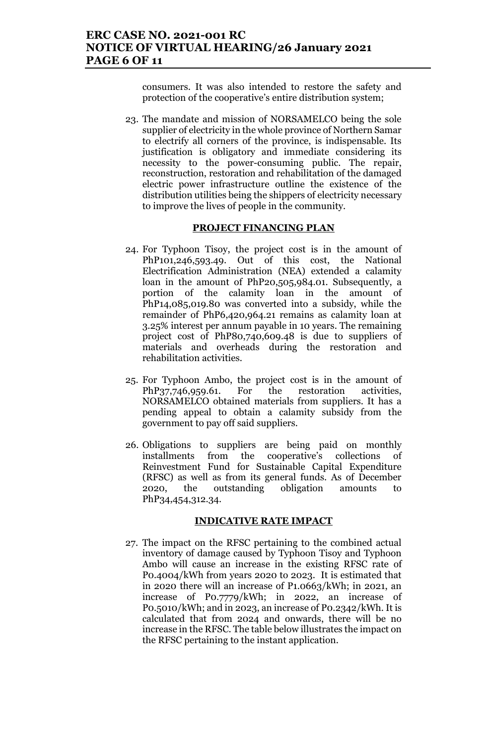consumers. It was also intended to restore the safety and protection of the cooperative's entire distribution system;

23. The mandate and mission of NORSAMELCO being the sole supplier of electricity in the whole province of Northern Samar to electrify all corners of the province, is indispensable. Its justification is obligatory and immediate considering its necessity to the power-consuming public. The repair, reconstruction, restoration and rehabilitation of the damaged electric power infrastructure outline the existence of the distribution utilities being the shippers of electricity necessary to improve the lives of people in the community.

**PROJECT FINANCING PLAN**

24. For Typhoon Tisoy, the project cost is in the amount of PhP101,246,593.49. Out of this cost, the National Electrification Administration (NEA) extended a calamity loan in the amount of PhP20,505,984.01. Subsequently, a portion of the calamity loan in the amount of PhP14,085,019.80 was converted into a subsidy, while the remainder of PhP6,420,964.21 remains as calamity loan at 3.25% interest per annum payable in 10 years. The remaining project cost of PhP80,740,609.48 is due to suppliers of materials and overheads during the restoration and rehabilitation activities.

25. For Typhoon Ambo, the project cost is in the amount of PhP37,746,959.61. For the restoration activities, NORSAMELCO obtained materials from suppliers. It has a pending appeal to obtain a calamity subsidy from the government to pay off said suppliers.

26. Obligations to suppliers are being paid on monthly installments from the cooperative's collections of Reinvestment Fund for Sustainable Capital Expenditure (RFSC) as well as from its general funds. As of December 2020, the outstanding obligation amounts to PhP34,454,312.34.

**INDICATIVE RATE IMPACT**

27. The impact on the RFSC pertaining to the combined actual inventory of damage caused by Typhoon Tisoy and Typhoon Ambo will cause an increase in the existing RFSC rate of P0.4004/kWh from years 2020 to 2023. It is estimated that in 2020 there will an increase of P1.0663/kWh; in 2021, an increase of P0.7779/kWh; in 2022, an increase of P0.5010/kWh; and in 2023, an increase of P0.2342/kWh. It is calculated that from 2024 and onwards, there will be no increase in the RFSC. The table below illustrates the impact on the RFSC pertaining to the instant application.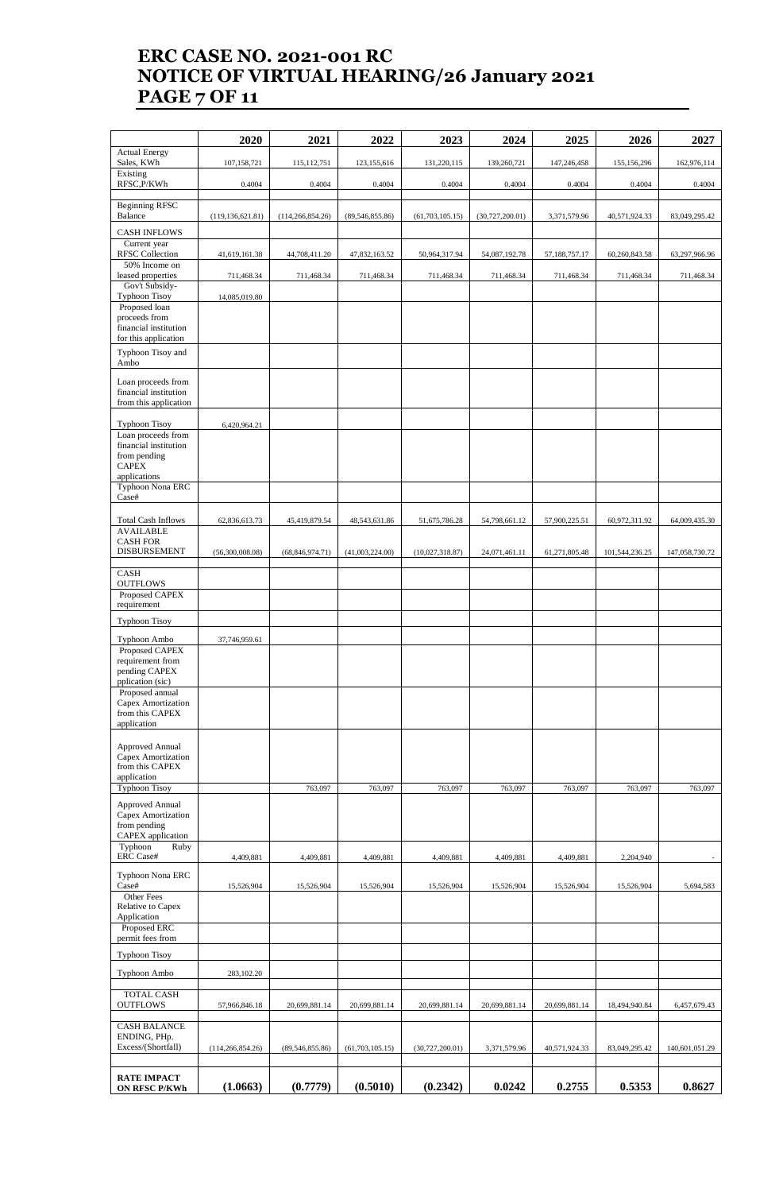| | 2020 | 2021 | 2022 | 2023 | 2024 | 2025 | 2026 | 2027 |
|---|---|---|---|---|---|---|---|---|
| Actual Energy Sales, KWh | 107,158,721 | 115,112,751 | 123,155,616 | 131,220,115 | 139,260,721 | 147,246,458 | 155,156,296 | 162,976,114 |
| Existing RFSC,P/KWh | 0.4004 | 0.4004 | 0.4004 | 0.4004 | 0.4004 | 0.4004 | 0.4004 | 0.4004 |
| | | | | | | | | |
| Beginning RFSC Balance | (119,136,621.81) | (114,266,854.26) | (89,546,855.86) | (61,703,105.15) | (30,727,200.01) | 3,371,579.96 | 40,571,924.33 | 83,049,295.42 |
| CASH INFLOWS | | | | | | | | |
| Current year RFSC Collection | 41,619,161.38 | 44,708,411.20 | 47,832,163.52 | 50,964,317.94 | 54,087,192.78 | 57,188,757.17 | 60,260,843.58 | 63,297,966.96 |
| 50% Income on leased properties | 711,468.34 | 711,468.34 | 711,468.34 | 711,468.34 | 711,468.34 | 711,468.34 | 711,468.34 | 711,468.34 |
| Gov't Subsidy-Typhoon Tisoy | 14,085,019.80 | | | | | | | |
| Proposed loan proceeds from financial institution for this application | | | | | | | | |
| Typhoon Tisoy and Ambo | | | | | | | | |
| Loan proceeds from financial institution from this application | | | | | | | | |
| Typhoon Tisoy | 6,420,964.21 | | | | | | | |
| Loan proceeds from financial institution from pending CAPEX applications | | | | | | | | |
| Typhoon Nona ERC Case# | | | | | | | | |
| Total Cash Inflows | 62,836,613.73 | 45,419,879.54 | 48,543,631.86 | 51,675,786.28 | 54,798,661.12 | 57,900,225.51 | 60,972,311.92 | 64,009,435.30 |
| AVAILABLE CASH FOR DISBURSEMENT | (56,300,008.08) | (68,846,974.71) | (41,003,224.00) | (10,027,318.87) | 24,071,461.11 | 61,271,805.48 | 101,544,236.25 | 147,058,730.72 |
| | | | | | | | | |
| CASH OUTFLOWS | | | | | | | | |
| Proposed CAPEX requirement | | | | | | | | |
| Typhoon Tisoy | | | | | | | | |
| Typhoon Ambo | 37,746,959.61 | | | | | | | |
| Proposed CAPEX requirement from pending CAPEX pplication (sic) | | | | | | | | |
| Proposed annual Capex Amortization from this CAPEX application | | | | | | | | |
| Approved Annual Capex Amortization from this CAPEX application | | | | | | | | |
| Typhoon Tisoy | | 763,097 | 763,097 | 763,097 | 763,097 | 763,097 | 763,097 | 763,097 |
| Approved Annual Capex Amortization from pending CAPEX application | | | | | | | | |
| Typhoon Ruby ERC Case# | 4,409,881 | 4,409,881 | 4,409,881 | 4,409,881 | 4,409,881 | 4,409,881 | 2,204,940 | - |
| Typhoon Nona ERC Case# | 15,526,904 | 15,526,904 | 15,526,904 | 15,526,904 | 15,526,904 | 15,526,904 | 15,526,904 | 5,694,583 |
| Other Fees Relative to Capex Application | | | | | | | | |
| Proposed ERC permit fees from | | | | | | | | |
| Typhoon Tisoy | | | | | | | | |
| Typhoon Ambo | 283,102.20 | | | | | | | |
| | | | | | | | | |
| TOTAL CASH OUTFLOWS | 57,966,846.18 | 20,699,881.14 | 20,699,881.14 | 20,699,881.14 | 20,699,881.14 | 20,699,881.14 | 18,494,940.84 | 6,457,679.43 |
| | | | | | | | | |
| CASH BALANCE ENDING, PHp. Excess/(Shortfall) | (114,266,854.26) | (89,546,855.86) | (61,703,105.15) | (30,727,200.01) | 3,371,579.96 | 40,571,924.33 | 83,049,295.42 | 140,601,051.29 |
| | | | | | | | | |
| **RATE IMPACT ON RFSC P/KWh** | **(1.0663)** | **(0.7779)** | **(0.5010)** | **(0.2342)** | **0.0242** | **0.2755** | **0.5353** | **0.8627** |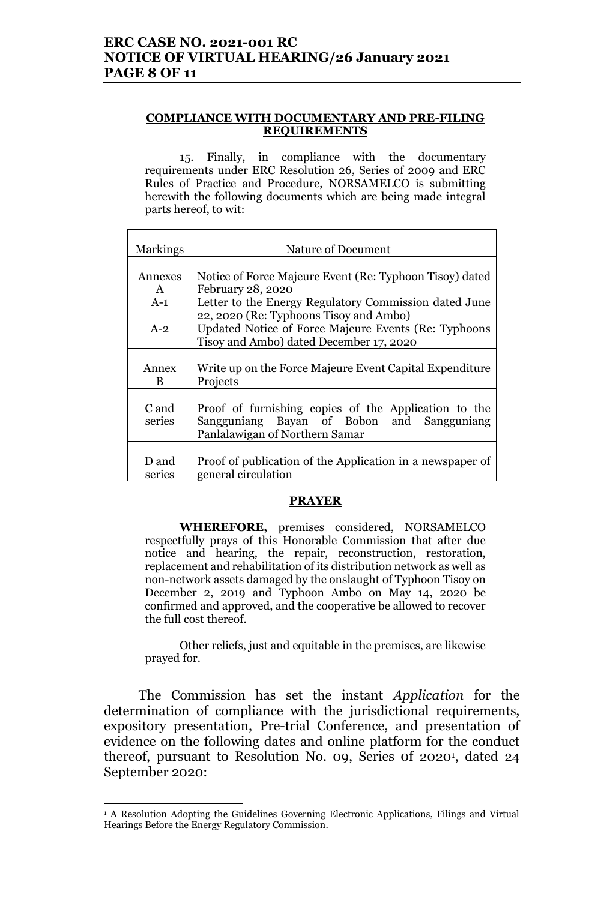**COMPLIANCE WITH DOCUMENTARY AND PRE-FILING REQUIREMENTS**

15. Finally, in compliance with the documentary requirements under ERC Resolution 26, Series of 2009 and ERC Rules of Practice and Procedure, NORSAMELCO is submitting herewith the following documents which are being made integral parts hereof, to wit:

| Markings | Nature of Document |
|---|---|
| Annexes A | Notice of Force Majeure Event (Re: Typhoon Tisoy) dated February 28, 2020 |
| A-1 | Letter to the Energy Regulatory Commission dated June 22, 2020 (Re: Typhoons Tisoy and Ambo) |
| A-2 | Updated Notice of Force Majeure Events (Re: Typhoons Tisoy and Ambo) dated December 17, 2020 |
| Annex B | Write up on the Force Majeure Event Capital Expenditure Projects |
| C and series | Proof of furnishing copies of the Application to the Sangguniang Bayan of Bobon and Sangguniang Panlalawigan of Northern Samar |
| D and series | Proof of publication of the Application in a newspaper of general circulation |

**PRAYER**

**WHEREFORE,** premises considered, NORSAMELCO respectfully prays of this Honorable Commission that after due notice and hearing, the repair, reconstruction, restoration, replacement and rehabilitation of its distribution network as well as non-network assets damaged by the onslaught of Typhoon Tisoy on December 2, 2019 and Typhoon Ambo on May 14, 2020 be confirmed and approved, and the cooperative be allowed to recover the full cost thereof.

Other reliefs, just and equitable in the premises, are likewise prayed for.

The Commission has set the instant *Application* for the determination of compliance with the jurisdictional requirements, expository presentation, Pre-trial Conference, and presentation of evidence on the following dates and online platform for the conduct thereof, pursuant to Resolution No. 09, Series of 2020[1], dated 24 September 2020:

[1] A Resolution Adopting the Guidelines Governing Electronic Applications, Filings and Virtual Hearings Before the Energy Regulatory Commission.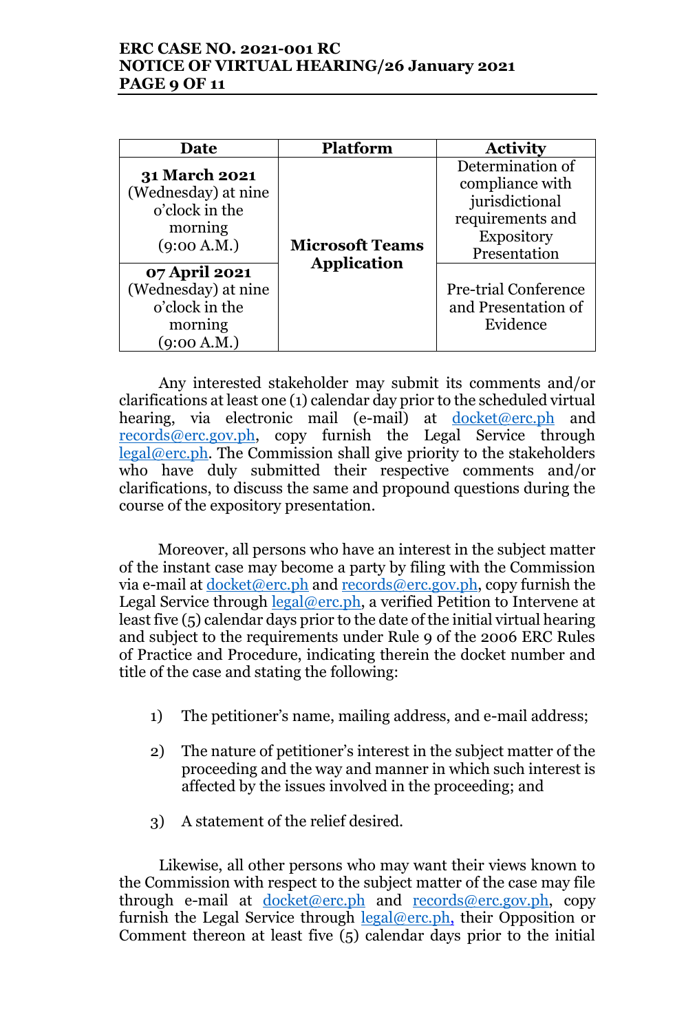| Date | Platform | Activity |
|---|---|---|
| **31 March 2021** (Wednesday) at nine o'clock in the morning (9:00 A.M.) | **Microsoft Teams Application** | Determination of compliance with jurisdictional requirements and Expository Presentation |
| **07 April 2021** (Wednesday) at nine o'clock in the morning (9:00 A.M.) | | Pre-trial Conference and Presentation of Evidence |

Any interested stakeholder may submit its comments and/or clarifications at least one (1) calendar day prior to the scheduled virtual hearing, via electronic mail (e-mail) at docket@erc.ph and records@erc.gov.ph, copy furnish the Legal Service through legal@erc.ph. The Commission shall give priority to the stakeholders who have duly submitted their respective comments and/or clarifications, to discuss the same and propound questions during the course of the expository presentation.

Moreover, all persons who have an interest in the subject matter of the instant case may become a party by filing with the Commission via e-mail at docket@erc.ph and records@erc.gov.ph, copy furnish the Legal Service through legal@erc.ph, a verified Petition to Intervene at least five (5) calendar days prior to the date of the initial virtual hearing and subject to the requirements under Rule 9 of the 2006 ERC Rules of Practice and Procedure, indicating therein the docket number and title of the case and stating the following:

1) The petitioner's name, mailing address, and e-mail address;

2) The nature of petitioner's interest in the subject matter of the proceeding and the way and manner in which such interest is affected by the issues involved in the proceeding; and

3) A statement of the relief desired.

Likewise, all other persons who may want their views known to the Commission with respect to the subject matter of the case may file through e-mail at docket@erc.ph and records@erc.gov.ph, copy furnish the Legal Service through legal@erc.ph, their Opposition or Comment thereon at least five (5) calendar days prior to the initial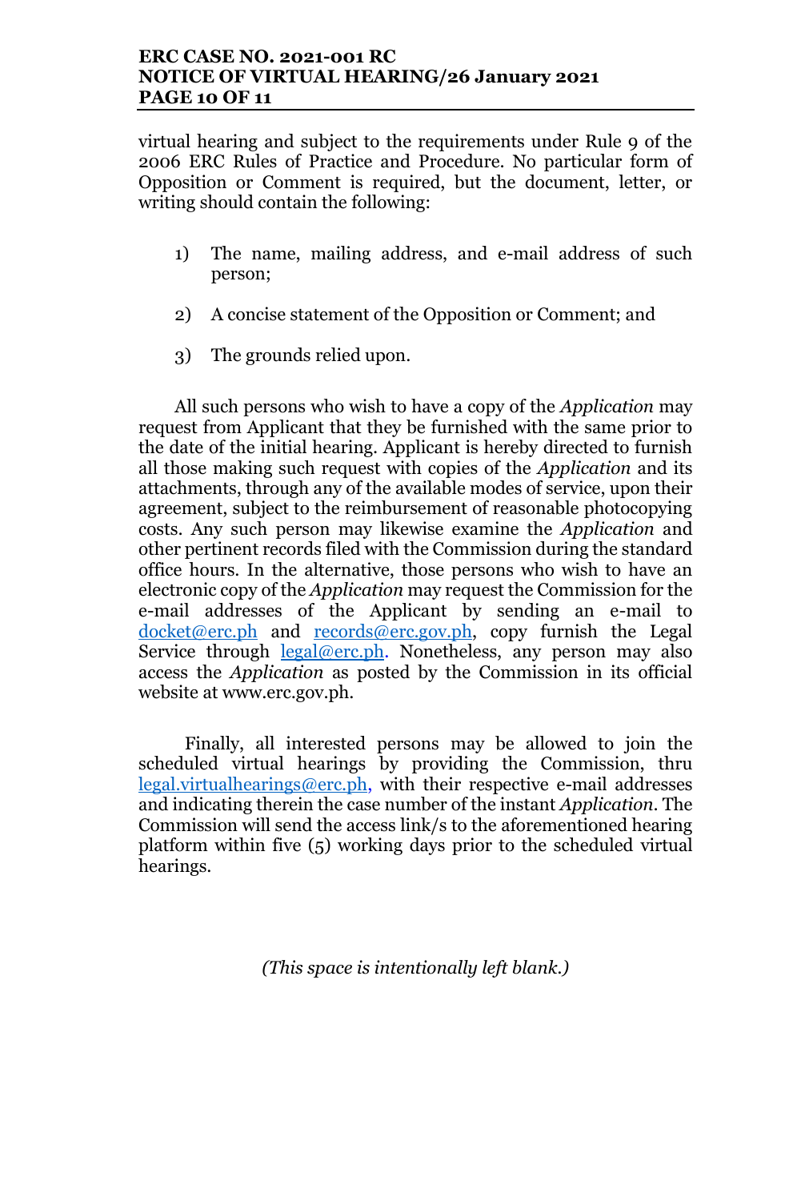virtual hearing and subject to the requirements under Rule 9 of the 2006 ERC Rules of Practice and Procedure. No particular form of Opposition or Comment is required, but the document, letter, or writing should contain the following:

1) The name, mailing address, and e-mail address of such person;

2) A concise statement of the Opposition or Comment; and

3) The grounds relied upon.

All such persons who wish to have a copy of the *Application* may request from Applicant that they be furnished with the same prior to the date of the initial hearing. Applicant is hereby directed to furnish all those making such request with copies of the *Application* and its attachments, through any of the available modes of service, upon their agreement, subject to the reimbursement of reasonable photocopying costs. Any such person may likewise examine the *Application* and other pertinent records filed with the Commission during the standard office hours. In the alternative, those persons who wish to have an electronic copy of the *Application* may request the Commission for the e-mail addresses of the Applicant by sending an e-mail to docket@erc.ph and records@erc.gov.ph, copy furnish the Legal Service through legal@erc.ph. Nonetheless, any person may also access the *Application* as posted by the Commission in its official website at www.erc.gov.ph.

Finally, all interested persons may be allowed to join the scheduled virtual hearings by providing the Commission, thru legal.virtualhearings@erc.ph, with their respective e-mail addresses and indicating therein the case number of the instant *Application*. The Commission will send the access link/s to the aforementioned hearing platform within five (5) working days prior to the scheduled virtual hearings.

*(This space is intentionally left blank.)*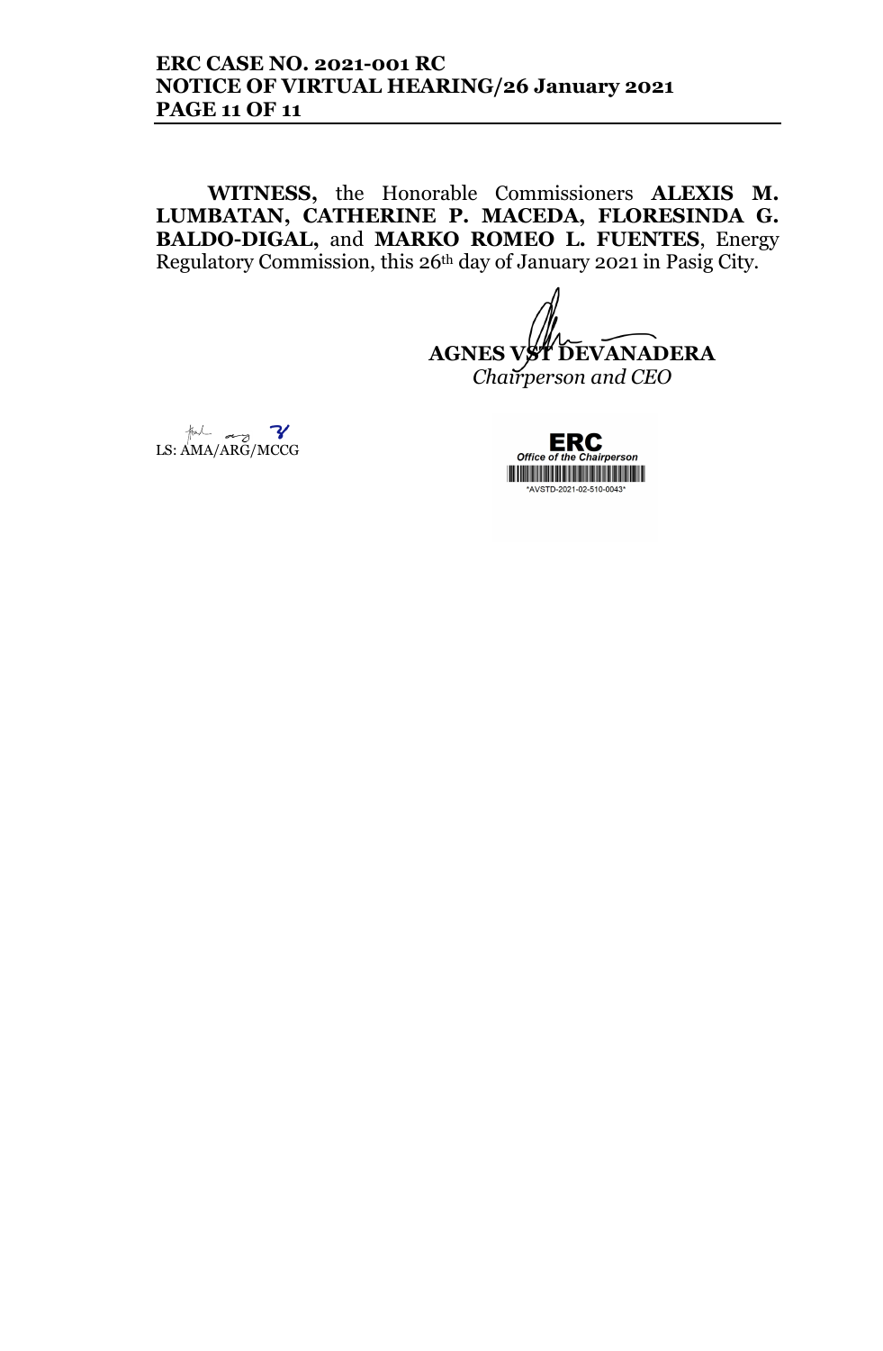**WITNESS,** the Honorable Commissioners **ALEXIS M. LUMBATAN, CATHERINE P. MACEDA, FLORESINDA G. BALDO-DIGAL,** and **MARKO ROMEO L. FUENTES**, Energy Regulatory Commission, this 26th day of January 2021 in Pasig City.

**AGNES VST DEVANADERA**
*Chairperson and CEO*

LS: AMA/ARG/MCCG

ERC
Office of the Chairperson
*AVSTD-2021-02-510-0043*